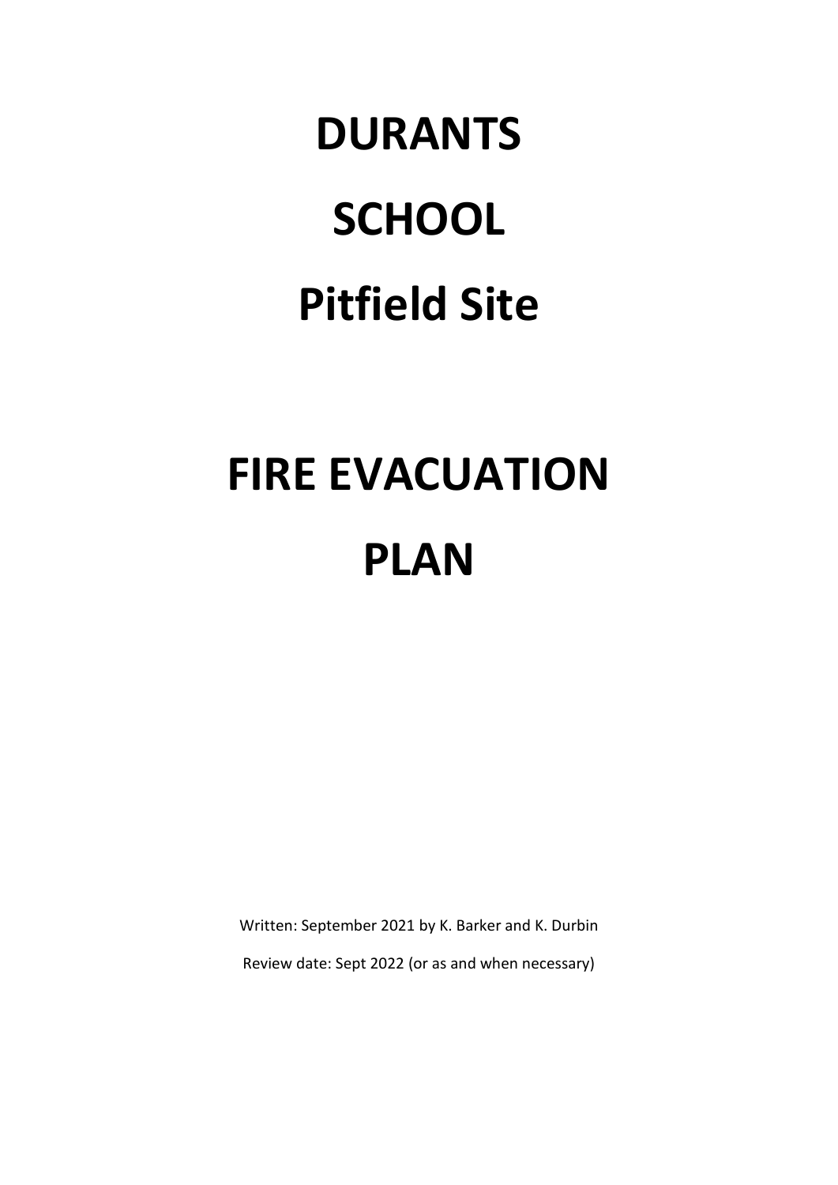# DURANTS

# SCHOOL

# Pitfield Site

# FIRE EVACUATION

# PLAN

Written: September 2021 by K. Barker and K. Durbin

Review date: Sept 2022 (or as and when necessary)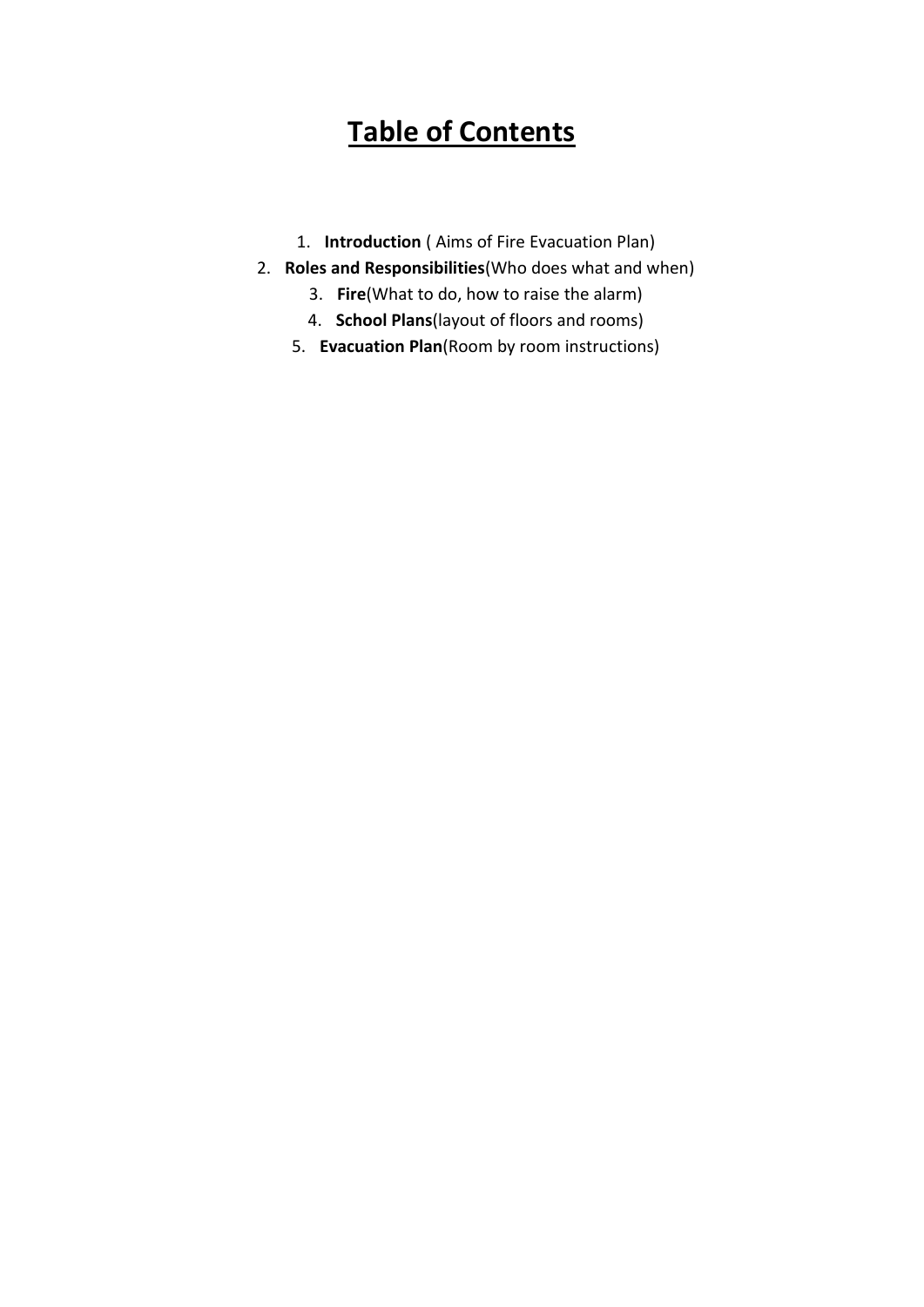# Table of Contents

1. **Introduction** ( Aims of Fire Evacuation Plan)
2. **Roles and Responsibilities**(Who does what and when)
3. **Fire**(What to do, how to raise the alarm)
4. **School Plans**(layout of floors and rooms)
5. **Evacuation Plan**(Room by room instructions)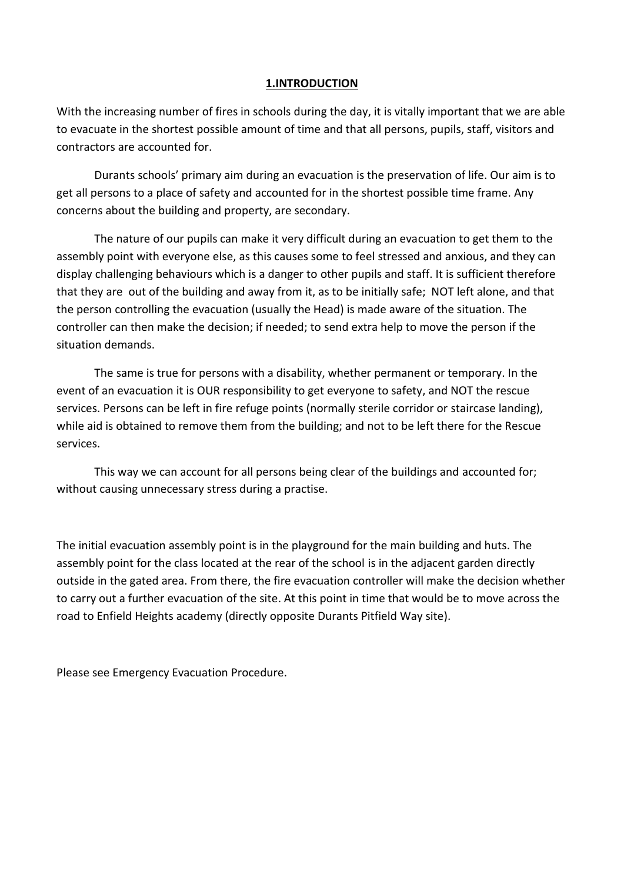## 1.INTRODUCTION

With the increasing number of fires in schools during the day, it is vitally important that we are able to evacuate in the shortest possible amount of time and that all persons, pupils, staff, visitors and contractors are accounted for.

Durants schools' primary aim during an evacuation is the preservation of life. Our aim is to get all persons to a place of safety and accounted for in the shortest possible time frame. Any concerns about the building and property, are secondary.

The nature of our pupils can make it very difficult during an evacuation to get them to the assembly point with everyone else, as this causes some to feel stressed and anxious, and they can display challenging behaviours which is a danger to other pupils and staff. It is sufficient therefore that they are out of the building and away from it, as to be initially safe; NOT left alone, and that the person controlling the evacuation (usually the Head) is made aware of the situation. The controller can then make the decision; if needed; to send extra help to move the person if the situation demands.

The same is true for persons with a disability, whether permanent or temporary. In the event of an evacuation it is OUR responsibility to get everyone to safety, and NOT the rescue services. Persons can be left in fire refuge points (normally sterile corridor or staircase landing), while aid is obtained to remove them from the building; and not to be left there for the Rescue services.

This way we can account for all persons being clear of the buildings and accounted for; without causing unnecessary stress during a practise.

The initial evacuation assembly point is in the playground for the main building and huts. The assembly point for the class located at the rear of the school is in the adjacent garden directly outside in the gated area. From there, the fire evacuation controller will make the decision whether to carry out a further evacuation of the site. At this point in time that would be to move across the road to Enfield Heights academy (directly opposite Durants Pitfield Way site).

Please see Emergency Evacuation Procedure.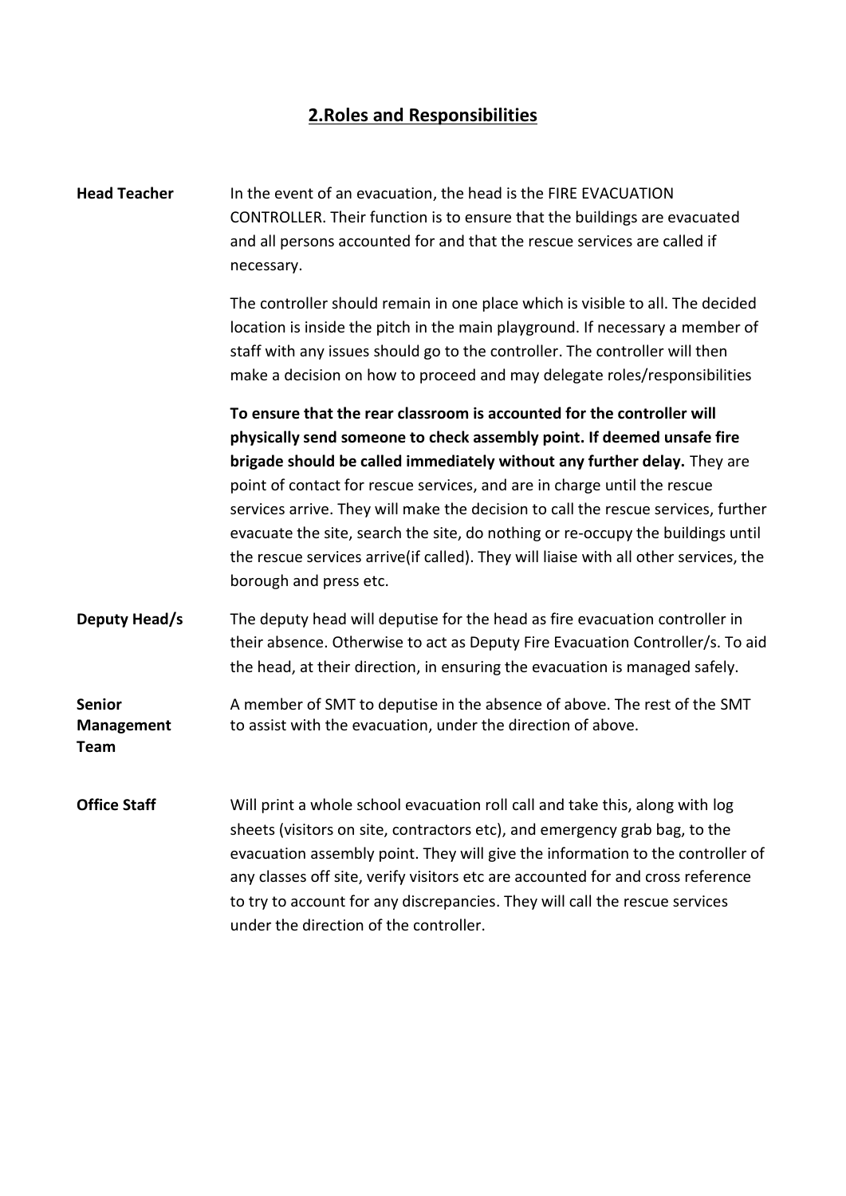## 2.Roles and Responsibilities

**Head Teacher**

In the event of an evacuation, the head is the FIRE EVACUATION CONTROLLER. Their function is to ensure that the buildings are evacuated and all persons accounted for and that the rescue services are called if necessary.

The controller should remain in one place which is visible to all. The decided location is inside the pitch in the main playground. If necessary a member of staff with any issues should go to the controller. The controller will then make a decision on how to proceed and may delegate roles/responsibilities

**To ensure that the rear classroom is accounted for the controller will physically send someone to check assembly point. If deemed unsafe fire brigade should be called immediately without any further delay.** They are point of contact for rescue services, and are in charge until the rescue services arrive. They will make the decision to call the rescue services, further evacuate the site, search the site, do nothing or re-occupy the buildings until the rescue services arrive(if called). They will liaise with all other services, the borough and press etc.

**Deputy Head/s**

The deputy head will deputise for the head as fire evacuation controller in their absence. Otherwise to act as Deputy Fire Evacuation Controller/s. To aid the head, at their direction, in ensuring the evacuation is managed safely.

**Senior Management Team**

A member of SMT to deputise in the absence of above. The rest of the SMT to assist with the evacuation, under the direction of above.

**Office Staff**

Will print a whole school evacuation roll call and take this, along with log sheets (visitors on site, contractors etc), and emergency grab bag, to the evacuation assembly point. They will give the information to the controller of any classes off site, verify visitors etc are accounted for and cross reference to try to account for any discrepancies. They will call the rescue services under the direction of the controller.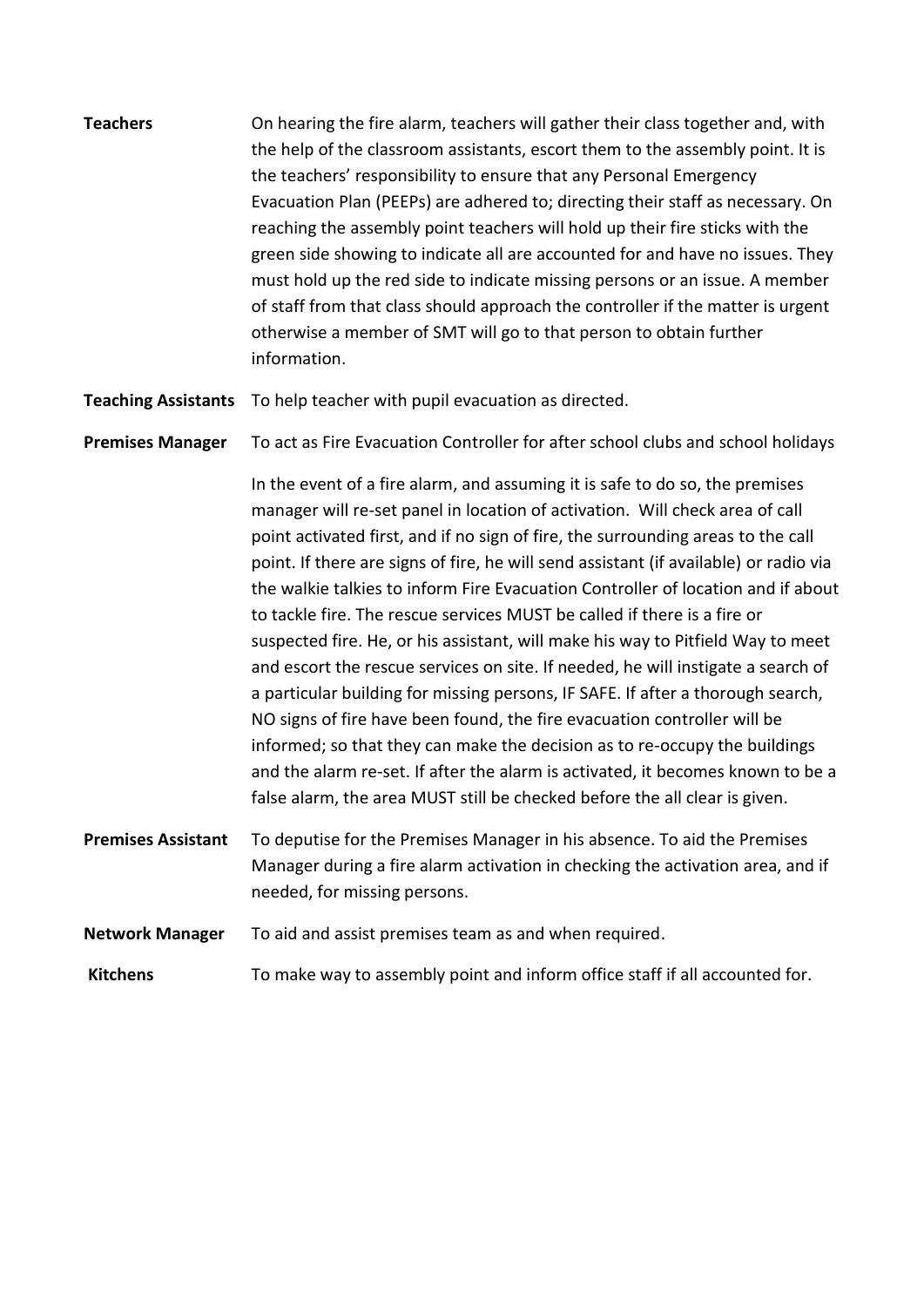| | |
|---|---|
| **Teachers** | On hearing the fire alarm, teachers will gather their class together and, with the help of the classroom assistants, escort them to the assembly point. It is the teachers' responsibility to ensure that any Personal Emergency Evacuation Plan (PEEPs) are adhered to; directing their staff as necessary. On reaching the assembly point teachers will hold up their fire sticks with the green side showing to indicate all are accounted for and have no issues. They must hold up the red side to indicate missing persons or an issue. A member of staff from that class should approach the controller if the matter is urgent otherwise a member of SMT will go to that person to obtain further information. |
| **Teaching Assistants** | To help teacher with pupil evacuation as directed. |
| **Premises Manager** | To act as Fire Evacuation Controller for after school clubs and school holidays<br><br>In the event of a fire alarm, and assuming it is safe to do so, the premises manager will re-set panel in location of activation. Will check area of call point activated first, and if no sign of fire, the surrounding areas to the call point. If there are signs of fire, he will send assistant (if available) or radio via the walkie talkies to inform Fire Evacuation Controller of location and if about to tackle fire. The rescue services MUST be called if there is a fire or suspected fire. He, or his assistant, will make his way to Pitfield Way to meet and escort the rescue services on site. If needed, he will instigate a search of a particular building for missing persons, IF SAFE. If after a thorough search, NO signs of fire have been found, the fire evacuation controller will be informed; so that they can make the decision as to re-occupy the buildings and the alarm re-set. If after the alarm is activated, it becomes known to be a false alarm, the area MUST still be checked before the all clear is given. |
| **Premises Assistant** | To deputise for the Premises Manager in his absence. To aid the Premises Manager during a fire alarm activation in checking the activation area, and if needed, for missing persons. |
| **Network Manager** | To aid and assist premises team as and when required. |
| **Kitchens** | To make way to assembly point and inform office staff if all accounted for. |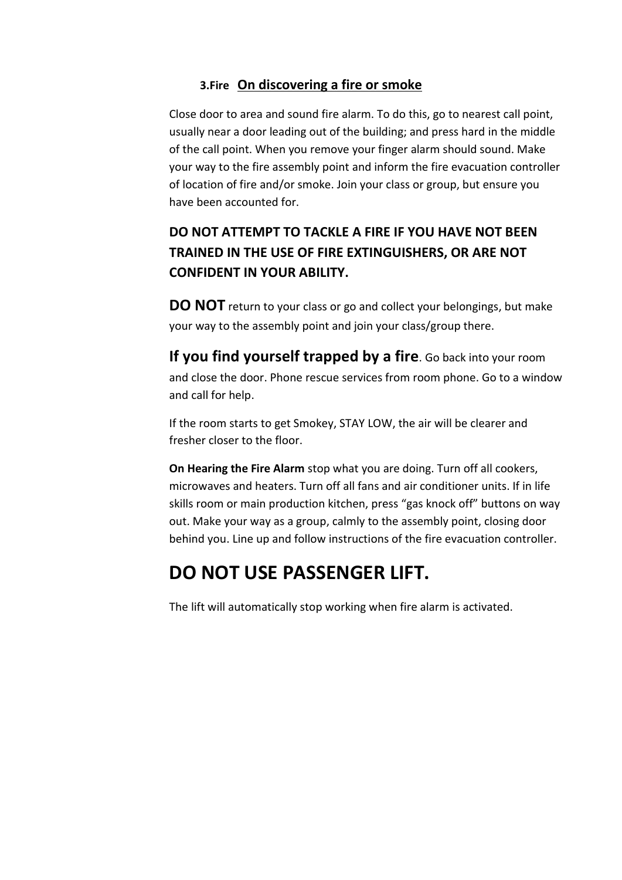### 3.Fire <u>On discovering a fire or smoke</u>

Close door to area and sound fire alarm. To do this, go to nearest call point, usually near a door leading out of the building; and press hard in the middle of the call point. When you remove your finger alarm should sound. Make your way to the fire assembly point and inform the fire evacuation controller of location of fire and/or smoke. Join your class or group, but ensure you have been accounted for.

**DO NOT ATTEMPT TO TACKLE A FIRE IF YOU HAVE NOT BEEN TRAINED IN THE USE OF FIRE EXTINGUISHERS, OR ARE NOT CONFIDENT IN YOUR ABILITY.**

**DO NOT** return to your class or go and collect your belongings, but make your way to the assembly point and join your class/group there.

**If you find yourself trapped by a fire**. Go back into your room and close the door. Phone rescue services from room phone. Go to a window and call for help.

If the room starts to get Smokey, STAY LOW, the air will be clearer and fresher closer to the floor.

**On Hearing the Fire Alarm** stop what you are doing. Turn off all cookers, microwaves and heaters. Turn off all fans and air conditioner units. If in life skills room or main production kitchen, press “gas knock off” buttons on way out. Make your way as a group, calmly to the assembly point, closing door behind you. Line up and follow instructions of the fire evacuation controller.

# DO NOT USE PASSENGER LIFT.

The lift will automatically stop working when fire alarm is activated.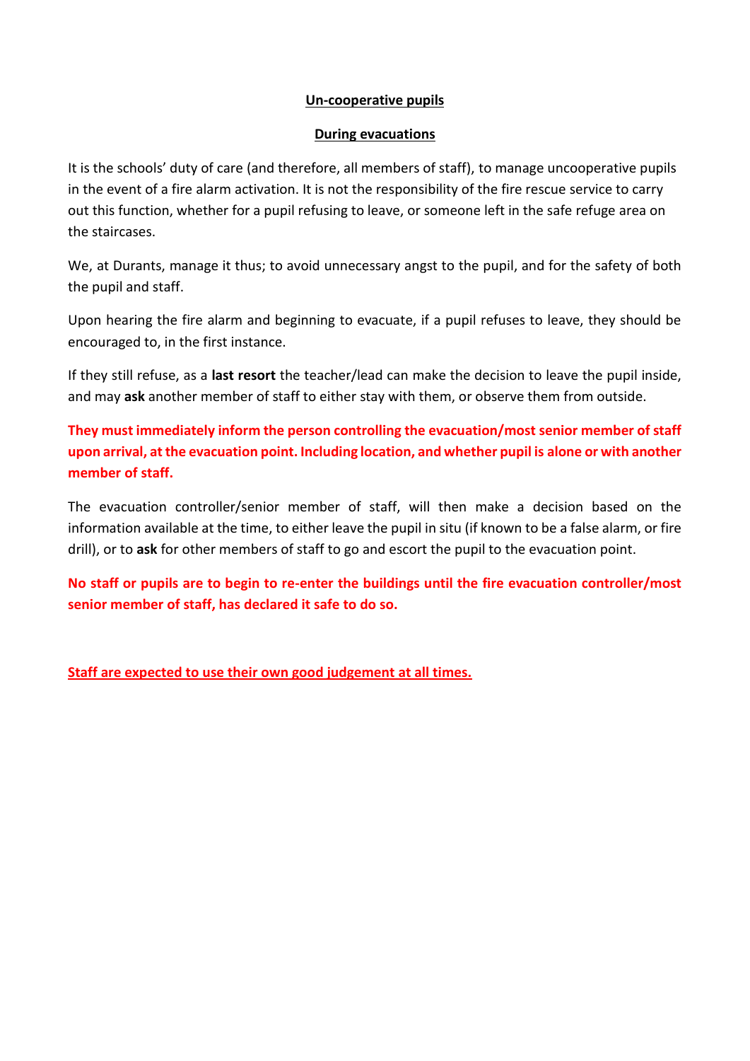## Un-cooperative pupils

## During evacuations

It is the schools' duty of care (and therefore, all members of staff), to manage uncooperative pupils in the event of a fire alarm activation. It is not the responsibility of the fire rescue service to carry out this function, whether for a pupil refusing to leave, or someone left in the safe refuge area on the staircases.

We, at Durants, manage it thus; to avoid unnecessary angst to the pupil, and for the safety of both the pupil and staff.

Upon hearing the fire alarm and beginning to evacuate, if a pupil refuses to leave, they should be encouraged to, in the first instance.

If they still refuse, as a **last resort** the teacher/lead can make the decision to leave the pupil inside, and may **ask** another member of staff to either stay with them, or observe them from outside.

**They must immediately inform the person controlling the evacuation/most senior member of staff upon arrival, at the evacuation point. Including location, and whether pupil is alone or with another member of staff.**

The evacuation controller/senior member of staff, will then make a decision based on the information available at the time, to either leave the pupil in situ (if known to be a false alarm, or fire drill), or to **ask** for other members of staff to go and escort the pupil to the evacuation point.

**No staff or pupils are to begin to re-enter the buildings until the fire evacuation controller/most senior member of staff, has declared it safe to do so.**

**Staff are expected to use their own good judgement at all times.**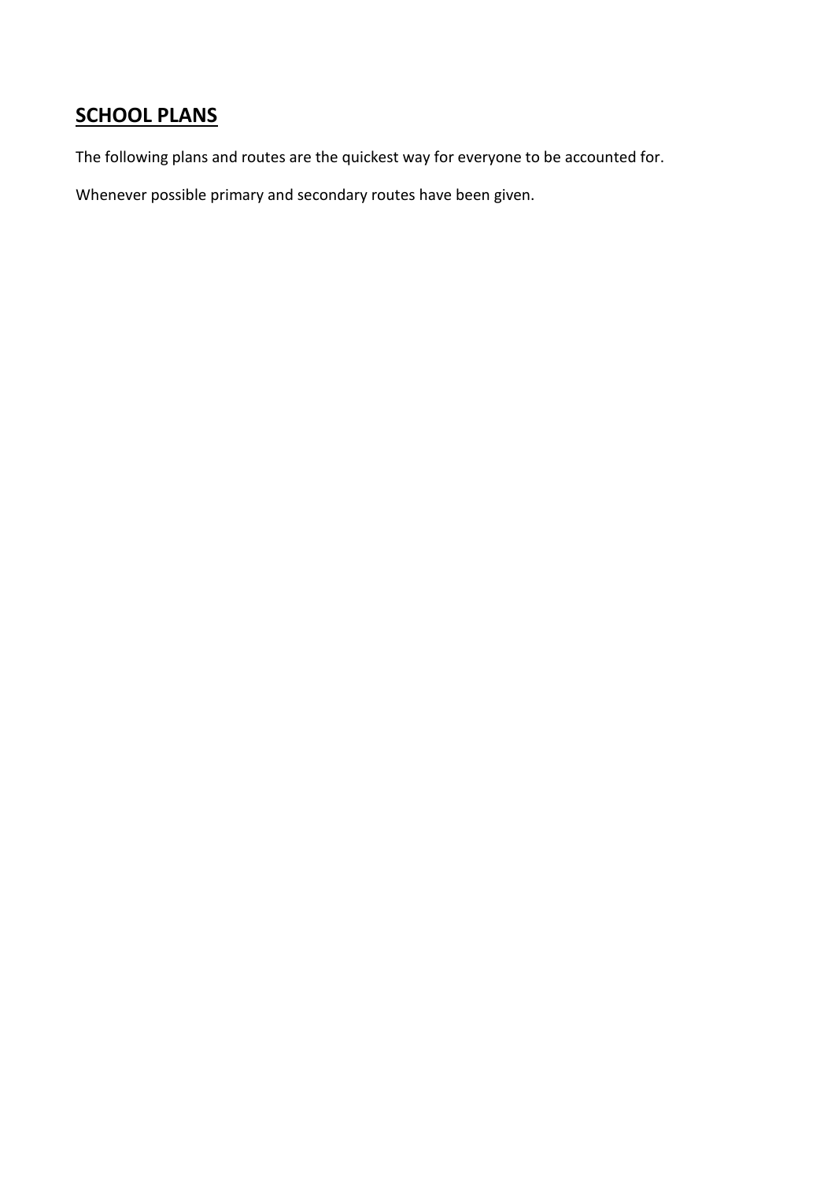## <u>SCHOOL PLANS</u>

The following plans and routes are the quickest way for everyone to be accounted for.

Whenever possible primary and secondary routes have been given.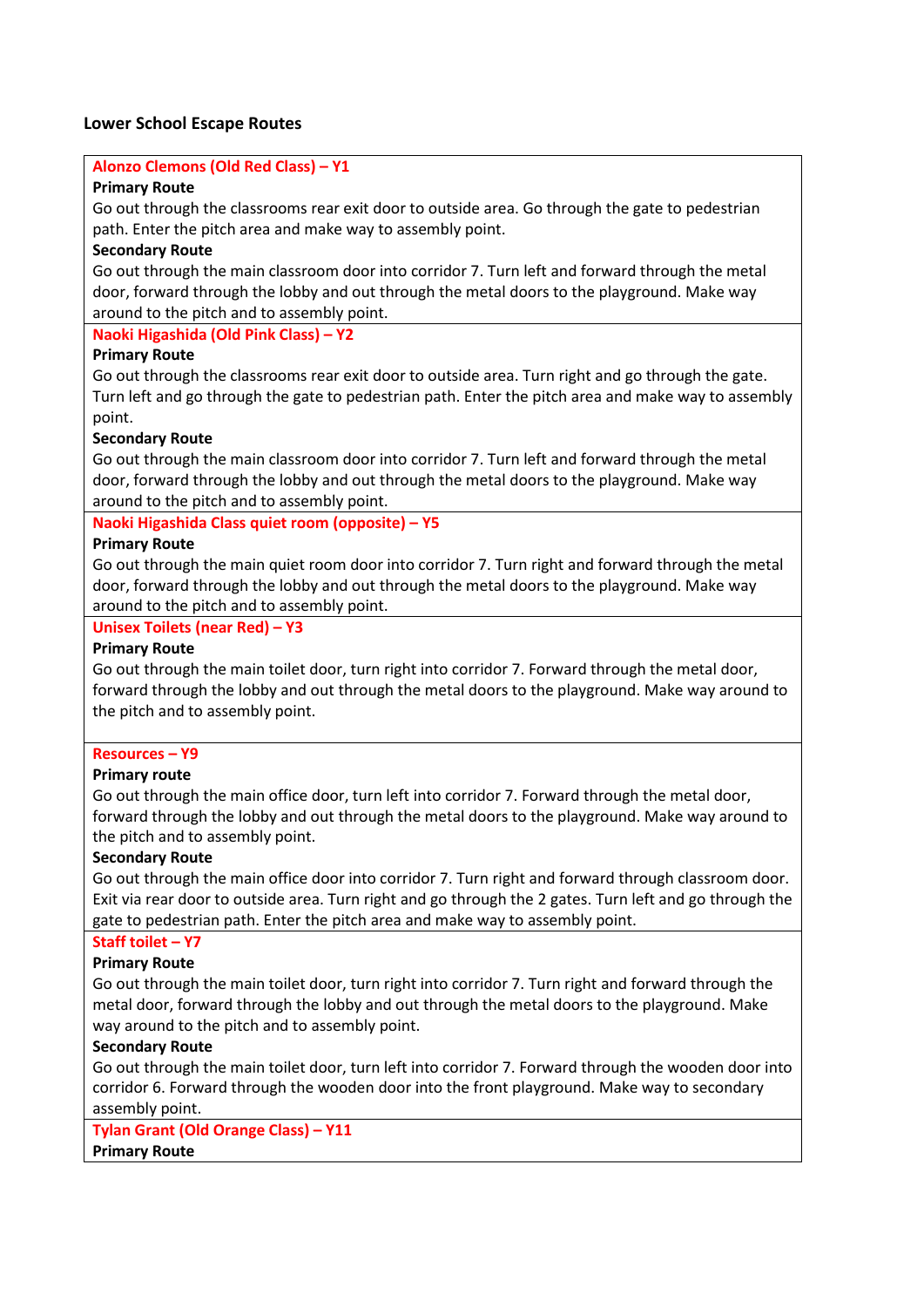**Lower School Escape Routes**

**Alonzo Clemons (Old Red Class) – Y1**

**Primary Route**

Go out through the classrooms rear exit door to outside area. Go through the gate to pedestrian path. Enter the pitch area and make way to assembly point.

**Secondary Route**

Go out through the main classroom door into corridor 7. Turn left and forward through the metal door, forward through the lobby and out through the metal doors to the playground. Make way around to the pitch and to assembly point.

**Naoki Higashida (Old Pink Class) – Y2**

**Primary Route**

Go out through the classrooms rear exit door to outside area. Turn right and go through the gate. Turn left and go through the gate to pedestrian path. Enter the pitch area and make way to assembly point.

**Secondary Route**

Go out through the main classroom door into corridor 7. Turn left and forward through the metal door, forward through the lobby and out through the metal doors to the playground. Make way around to the pitch and to assembly point.

**Naoki Higashida Class quiet room (opposite) – Y5**

**Primary Route**

Go out through the main quiet room door into corridor 7. Turn right and forward through the metal door, forward through the lobby and out through the metal doors to the playground. Make way around to the pitch and to assembly point.

**Unisex Toilets (near Red) – Y3**

**Primary Route**

Go out through the main toilet door, turn right into corridor 7. Forward through the metal door, forward through the lobby and out through the metal doors to the playground. Make way around to the pitch and to assembly point.

**Resources – Y9**

**Primary route**

Go out through the main office door, turn left into corridor 7. Forward through the metal door, forward through the lobby and out through the metal doors to the playground. Make way around to the pitch and to assembly point.

**Secondary Route**

Go out through the main office door into corridor 7. Turn right and forward through classroom door. Exit via rear door to outside area. Turn right and go through the 2 gates. Turn left and go through the gate to pedestrian path. Enter the pitch area and make way to assembly point.

**Staff toilet – Y7**

**Primary Route**

Go out through the main toilet door, turn right into corridor 7. Turn right and forward through the metal door, forward through the lobby and out through the metal doors to the playground. Make way around to the pitch and to assembly point.

**Secondary Route**

Go out through the main toilet door, turn left into corridor 7. Forward through the wooden door into corridor 6. Forward through the wooden door into the front playground. Make way to secondary assembly point.

**Tylan Grant (Old Orange Class) – Y11**

**Primary Route**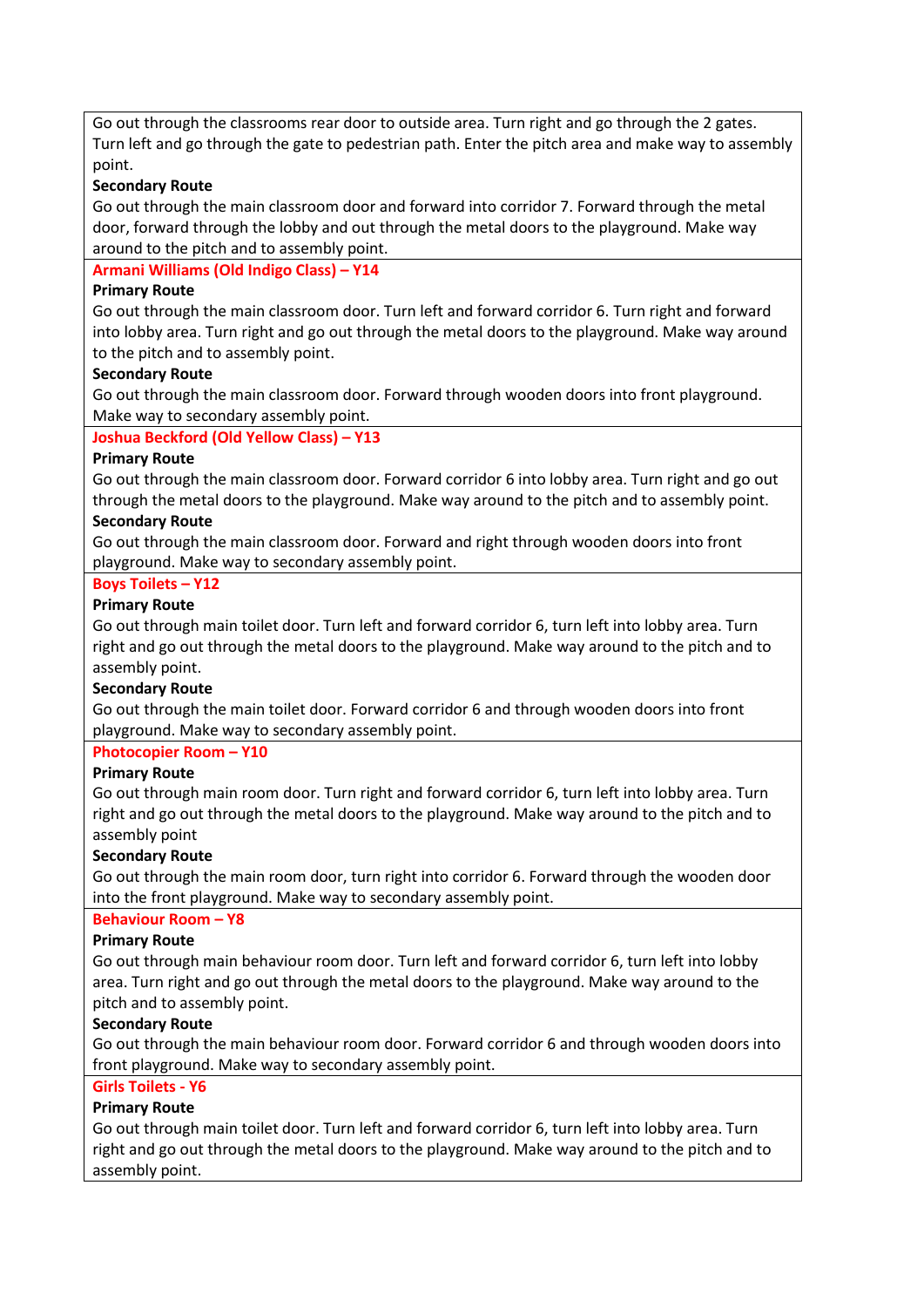Go out through the classrooms rear door to outside area. Turn right and go through the 2 gates. Turn left and go through the gate to pedestrian path. Enter the pitch area and make way to assembly point.

**Secondary Route**

Go out through the main classroom door and forward into corridor 7. Forward through the metal door, forward through the lobby and out through the metal doors to the playground. Make way around to the pitch and to assembly point.

**Armani Williams (Old Indigo Class) – Y14**

**Primary Route**

Go out through the main classroom door. Turn left and forward corridor 6. Turn right and forward into lobby area. Turn right and go out through the metal doors to the playground. Make way around to the pitch and to assembly point.

**Secondary Route**

Go out through the main classroom door. Forward through wooden doors into front playground. Make way to secondary assembly point.

**Joshua Beckford (Old Yellow Class) – Y13**

**Primary Route**

Go out through the main classroom door. Forward corridor 6 into lobby area. Turn right and go out through the metal doors to the playground. Make way around to the pitch and to assembly point.

**Secondary Route**

Go out through the main classroom door. Forward and right through wooden doors into front playground. Make way to secondary assembly point.

**Boys Toilets – Y12**

**Primary Route**

Go out through main toilet door. Turn left and forward corridor 6, turn left into lobby area. Turn right and go out through the metal doors to the playground. Make way around to the pitch and to assembly point.

**Secondary Route**

Go out through the main toilet door. Forward corridor 6 and through wooden doors into front playground. Make way to secondary assembly point.

**Photocopier Room – Y10**

**Primary Route**

Go out through main room door. Turn right and forward corridor 6, turn left into lobby area. Turn right and go out through the metal doors to the playground. Make way around to the pitch and to assembly point

**Secondary Route**

Go out through the main room door, turn right into corridor 6. Forward through the wooden door into the front playground. Make way to secondary assembly point.

**Behaviour Room – Y8**

**Primary Route**

Go out through main behaviour room door. Turn left and forward corridor 6, turn left into lobby area. Turn right and go out through the metal doors to the playground. Make way around to the pitch and to assembly point.

**Secondary Route**

Go out through the main behaviour room door. Forward corridor 6 and through wooden doors into front playground. Make way to secondary assembly point.

**Girls Toilets - Y6**

**Primary Route**

Go out through main toilet door. Turn left and forward corridor 6, turn left into lobby area. Turn right and go out through the metal doors to the playground. Make way around to the pitch and to assembly point.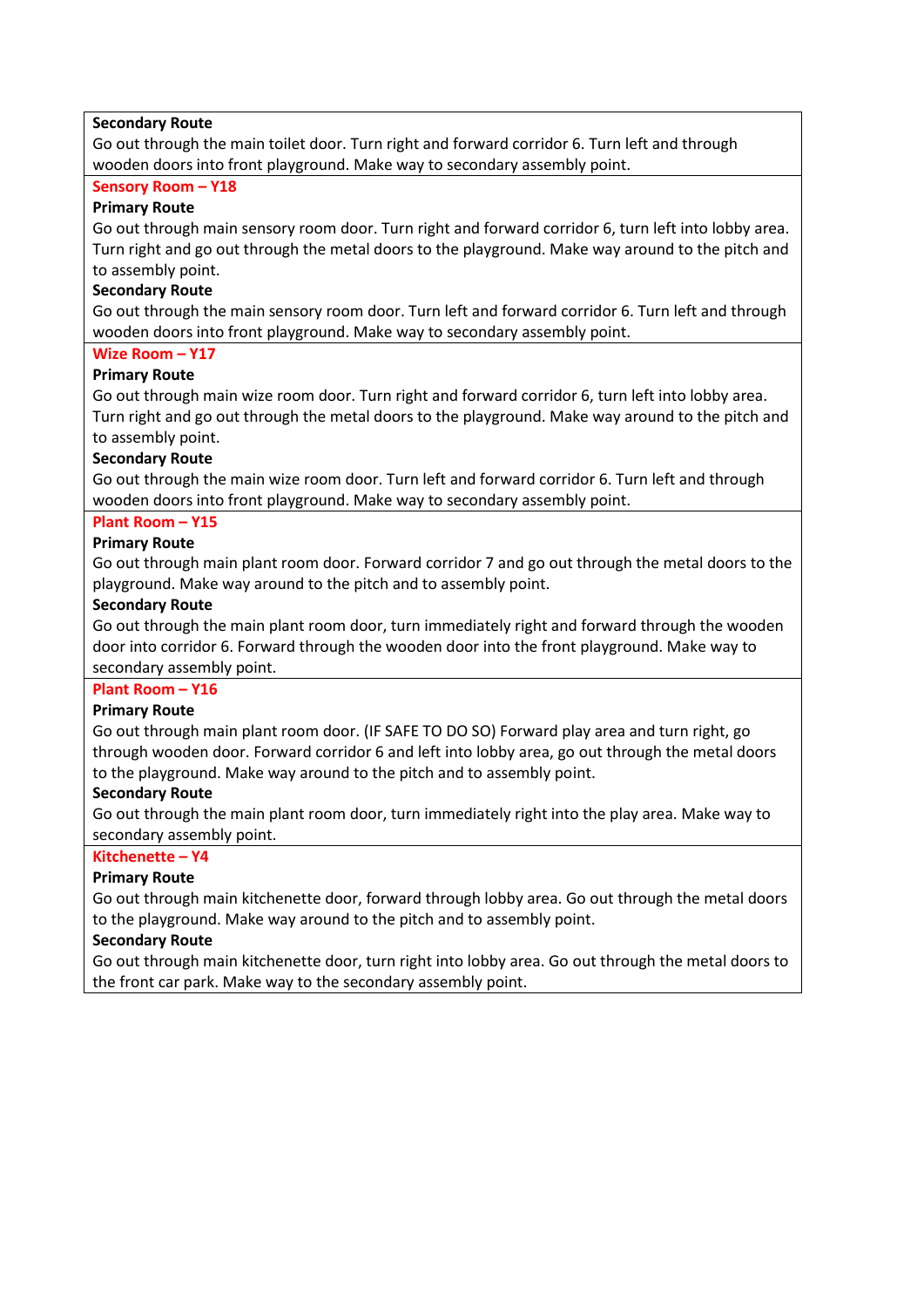**Secondary Route**

Go out through the main toilet door. Turn right and forward corridor 6. Turn left and through wooden doors into front playground. Make way to secondary assembly point.

### Sensory Room – Y18

**Primary Route**

Go out through main sensory room door. Turn right and forward corridor 6, turn left into lobby area. Turn right and go out through the metal doors to the playground. Make way around to the pitch and to assembly point.

**Secondary Route**

Go out through the main sensory room door. Turn left and forward corridor 6. Turn left and through wooden doors into front playground. Make way to secondary assembly point.

### Wize Room – Y17

**Primary Route**

Go out through main wize room door. Turn right and forward corridor 6, turn left into lobby area. Turn right and go out through the metal doors to the playground. Make way around to the pitch and to assembly point.

**Secondary Route**

Go out through the main wize room door. Turn left and forward corridor 6. Turn left and through wooden doors into front playground. Make way to secondary assembly point.

### Plant Room – Y15

**Primary Route**

Go out through main plant room door. Forward corridor 7 and go out through the metal doors to the playground. Make way around to the pitch and to assembly point.

**Secondary Route**

Go out through the main plant room door, turn immediately right and forward through the wooden door into corridor 6. Forward through the wooden door into the front playground. Make way to secondary assembly point.

### Plant Room – Y16

**Primary Route**

Go out through main plant room door. (IF SAFE TO DO SO) Forward play area and turn right, go through wooden door. Forward corridor 6 and left into lobby area, go out through the metal doors to the playground. Make way around to the pitch and to assembly point.

**Secondary Route**

Go out through the main plant room door, turn immediately right into the play area. Make way to secondary assembly point.

### Kitchenette – Y4

**Primary Route**

Go out through main kitchenette door, forward through lobby area. Go out through the metal doors to the playground. Make way around to the pitch and to assembly point.

**Secondary Route**

Go out through main kitchenette door, turn right into lobby area. Go out through the metal doors to the front car park. Make way to the secondary assembly point.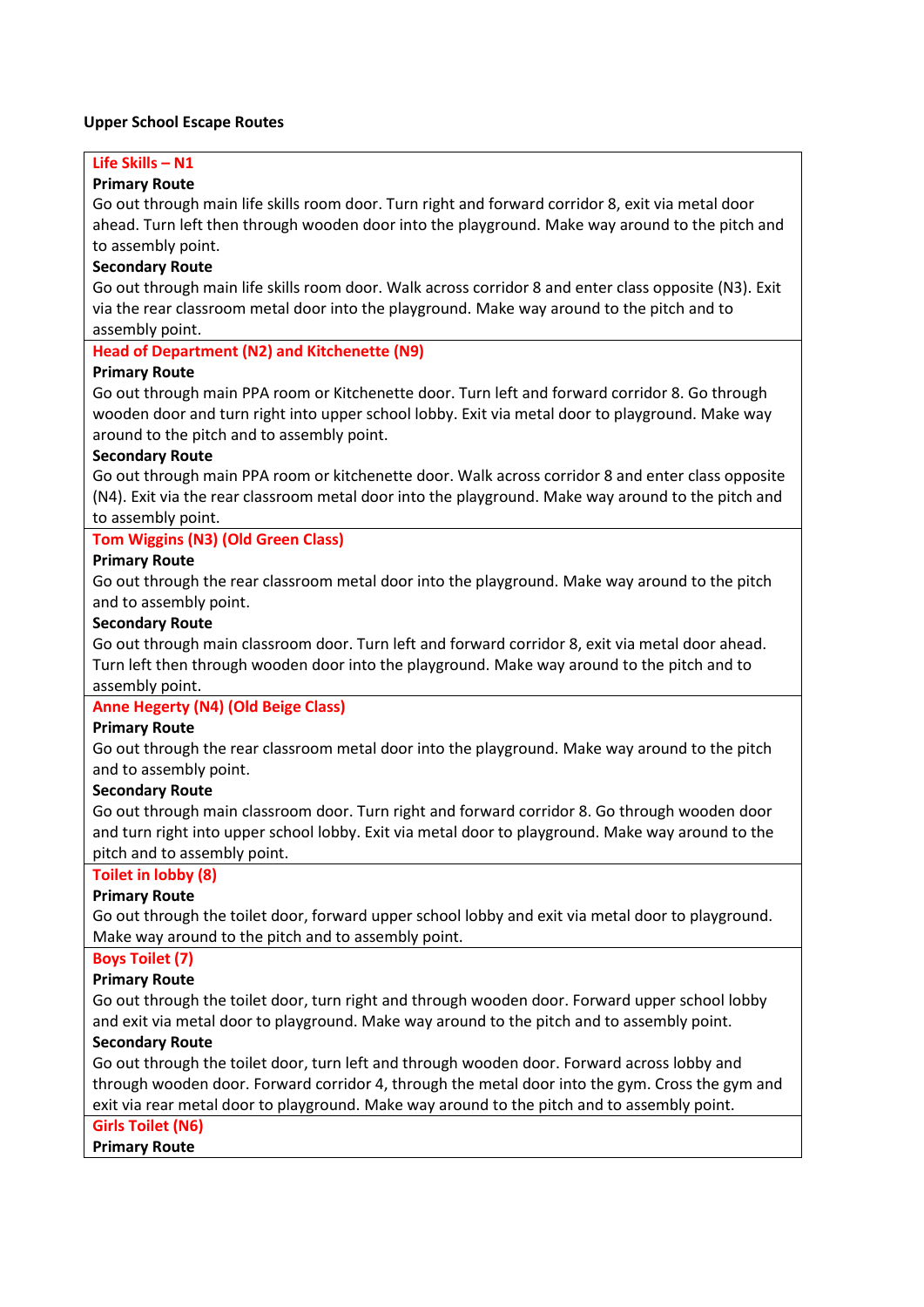**Upper School Escape Routes**

**Life Skills – N1**

**Primary Route**

Go out through main life skills room door. Turn right and forward corridor 8, exit via metal door ahead. Turn left then through wooden door into the playground. Make way around to the pitch and to assembly point.

**Secondary Route**

Go out through main life skills room door. Walk across corridor 8 and enter class opposite (N3). Exit via the rear classroom metal door into the playground. Make way around to the pitch and to assembly point.

**Head of Department (N2) and Kitchenette (N9)**

**Primary Route**

Go out through main PPA room or Kitchenette door. Turn left and forward corridor 8. Go through wooden door and turn right into upper school lobby. Exit via metal door to playground. Make way around to the pitch and to assembly point.

**Secondary Route**

Go out through main PPA room or kitchenette door. Walk across corridor 8 and enter class opposite (N4). Exit via the rear classroom metal door into the playground. Make way around to the pitch and to assembly point.

**Tom Wiggins (N3) (Old Green Class)**

**Primary Route**

Go out through the rear classroom metal door into the playground. Make way around to the pitch and to assembly point.

**Secondary Route**

Go out through main classroom door. Turn left and forward corridor 8, exit via metal door ahead. Turn left then through wooden door into the playground. Make way around to the pitch and to assembly point.

**Anne Hegerty (N4) (Old Beige Class)**

**Primary Route**

Go out through the rear classroom metal door into the playground. Make way around to the pitch and to assembly point.

**Secondary Route**

Go out through main classroom door. Turn right and forward corridor 8. Go through wooden door and turn right into upper school lobby. Exit via metal door to playground. Make way around to the pitch and to assembly point.

**Toilet in lobby (8)**

**Primary Route**

Go out through the toilet door, forward upper school lobby and exit via metal door to playground. Make way around to the pitch and to assembly point.

**Boys Toilet (7)**

**Primary Route**

Go out through the toilet door, turn right and through wooden door. Forward upper school lobby and exit via metal door to playground. Make way around to the pitch and to assembly point.

**Secondary Route**

Go out through the toilet door, turn left and through wooden door. Forward across lobby and through wooden door. Forward corridor 4, through the metal door into the gym. Cross the gym and exit via rear metal door to playground. Make way around to the pitch and to assembly point.

**Girls Toilet (N6)**

**Primary Route**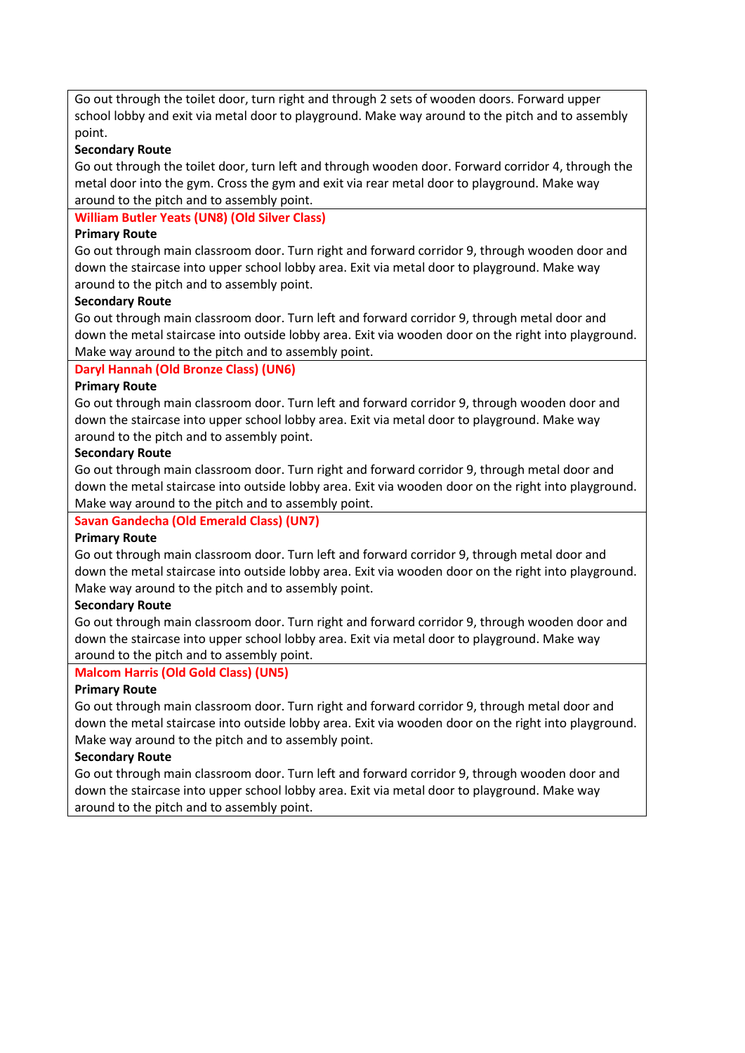Go out through the toilet door, turn right and through 2 sets of wooden doors. Forward upper school lobby and exit via metal door to playground. Make way around to the pitch and to assembly point.

**Secondary Route**

Go out through the toilet door, turn left and through wooden door. Forward corridor 4, through the metal door into the gym. Cross the gym and exit via rear metal door to playground. Make way around to the pitch and to assembly point.

**William Butler Yeats (UN8) (Old Silver Class)**

**Primary Route**

Go out through main classroom door. Turn right and forward corridor 9, through wooden door and down the staircase into upper school lobby area. Exit via metal door to playground. Make way around to the pitch and to assembly point.

**Secondary Route**

Go out through main classroom door. Turn left and forward corridor 9, through metal door and down the metal staircase into outside lobby area. Exit via wooden door on the right into playground. Make way around to the pitch and to assembly point.

**Daryl Hannah (Old Bronze Class) (UN6)**

**Primary Route**

Go out through main classroom door. Turn left and forward corridor 9, through wooden door and down the staircase into upper school lobby area. Exit via metal door to playground. Make way around to the pitch and to assembly point.

**Secondary Route**

Go out through main classroom door. Turn right and forward corridor 9, through metal door and down the metal staircase into outside lobby area. Exit via wooden door on the right into playground. Make way around to the pitch and to assembly point.

**Savan Gandecha (Old Emerald Class) (UN7)**

**Primary Route**

Go out through main classroom door. Turn left and forward corridor 9, through metal door and down the metal staircase into outside lobby area. Exit via wooden door on the right into playground. Make way around to the pitch and to assembly point.

**Secondary Route**

Go out through main classroom door. Turn right and forward corridor 9, through wooden door and down the staircase into upper school lobby area. Exit via metal door to playground. Make way around to the pitch and to assembly point.

**Malcom Harris (Old Gold Class) (UN5)**

**Primary Route**

Go out through main classroom door. Turn right and forward corridor 9, through metal door and down the metal staircase into outside lobby area. Exit via wooden door on the right into playground. Make way around to the pitch and to assembly point.

**Secondary Route**

Go out through main classroom door. Turn left and forward corridor 9, through wooden door and down the staircase into upper school lobby area. Exit via metal door to playground. Make way around to the pitch and to assembly point.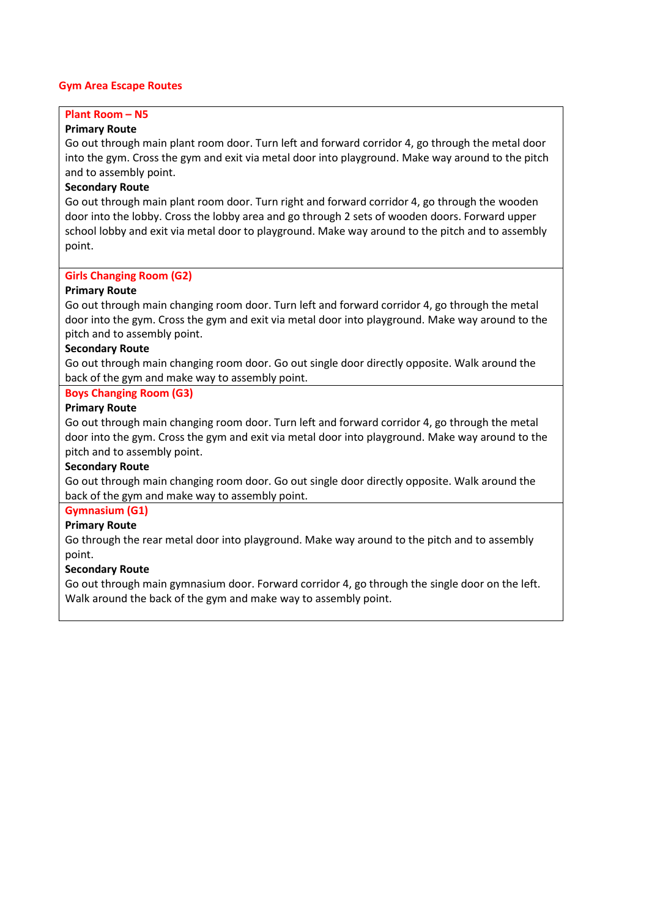## Gym Area Escape Routes

### Plant Room – N5

**Primary Route**

Go out through main plant room door. Turn left and forward corridor 4, go through the metal door into the gym. Cross the gym and exit via metal door into playground. Make way around to the pitch and to assembly point.

**Secondary Route**

Go out through main plant room door. Turn right and forward corridor 4, go through the wooden door into the lobby. Cross the lobby area and go through 2 sets of wooden doors. Forward upper school lobby and exit via metal door to playground. Make way around to the pitch and to assembly point.

### Girls Changing Room (G2)

**Primary Route**

Go out through main changing room door. Turn left and forward corridor 4, go through the metal door into the gym. Cross the gym and exit via metal door into playground. Make way around to the pitch and to assembly point.

**Secondary Route**

Go out through main changing room door. Go out single door directly opposite. Walk around the back of the gym and make way to assembly point.

### Boys Changing Room (G3)

**Primary Route**

Go out through main changing room door. Turn left and forward corridor 4, go through the metal door into the gym. Cross the gym and exit via metal door into playground. Make way around to the pitch and to assembly point.

**Secondary Route**

Go out through main changing room door. Go out single door directly opposite. Walk around the back of the gym and make way to assembly point.

### Gymnasium (G1)

**Primary Route**

Go through the rear metal door into playground. Make way around to the pitch and to assembly point.

**Secondary Route**

Go out through main gymnasium door. Forward corridor 4, go through the single door on the left. Walk around the back of the gym and make way to assembly point.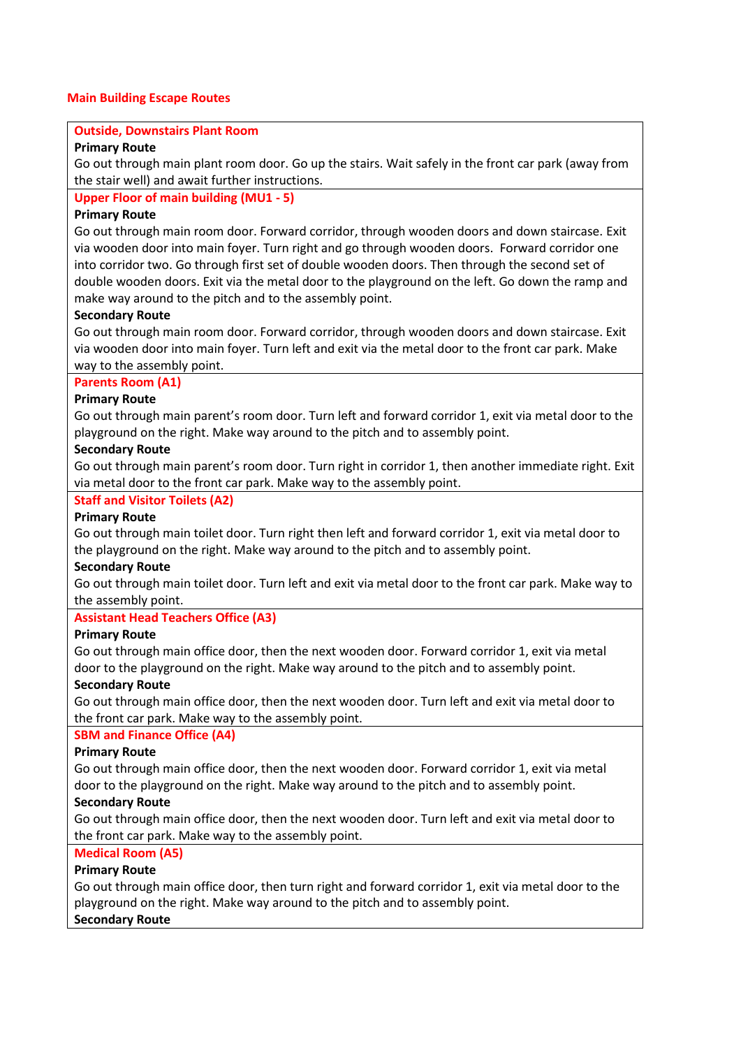## Main Building Escape Routes

### Outside, Downstairs Plant Room

**Primary Route**

Go out through main plant room door. Go up the stairs. Wait safely in the front car park (away from the stair well) and await further instructions.

### Upper Floor of main building (MU1 - 5)

**Primary Route**

Go out through main room door. Forward corridor, through wooden doors and down staircase. Exit via wooden door into main foyer. Turn right and go through wooden doors. Forward corridor one into corridor two. Go through first set of double wooden doors. Then through the second set of double wooden doors. Exit via the metal door to the playground on the left. Go down the ramp and make way around to the pitch and to the assembly point.

**Secondary Route**

Go out through main room door. Forward corridor, through wooden doors and down staircase. Exit via wooden door into main foyer. Turn left and exit via the metal door to the front car park. Make way to the assembly point.

### Parents Room (A1)

**Primary Route**

Go out through main parent's room door. Turn left and forward corridor 1, exit via metal door to the playground on the right. Make way around to the pitch and to assembly point.

**Secondary Route**

Go out through main parent's room door. Turn right in corridor 1, then another immediate right. Exit via metal door to the front car park. Make way to the assembly point.

### Staff and Visitor Toilets (A2)

**Primary Route**

Go out through main toilet door. Turn right then left and forward corridor 1, exit via metal door to the playground on the right. Make way around to the pitch and to assembly point.

**Secondary Route**

Go out through main toilet door. Turn left and exit via metal door to the front car park. Make way to the assembly point.

### Assistant Head Teachers Office (A3)

**Primary Route**

Go out through main office door, then the next wooden door. Forward corridor 1, exit via metal door to the playground on the right. Make way around to the pitch and to assembly point.

**Secondary Route**

Go out through main office door, then the next wooden door. Turn left and exit via metal door to the front car park. Make way to the assembly point.

### SBM and Finance Office (A4)

**Primary Route**

Go out through main office door, then the next wooden door. Forward corridor 1, exit via metal door to the playground on the right. Make way around to the pitch and to assembly point.

**Secondary Route**

Go out through main office door, then the next wooden door. Turn left and exit via metal door to the front car park. Make way to the assembly point.

### Medical Room (A5)

**Primary Route**

Go out through main office door, then turn right and forward corridor 1, exit via metal door to the playground on the right. Make way around to the pitch and to assembly point.

**Secondary Route**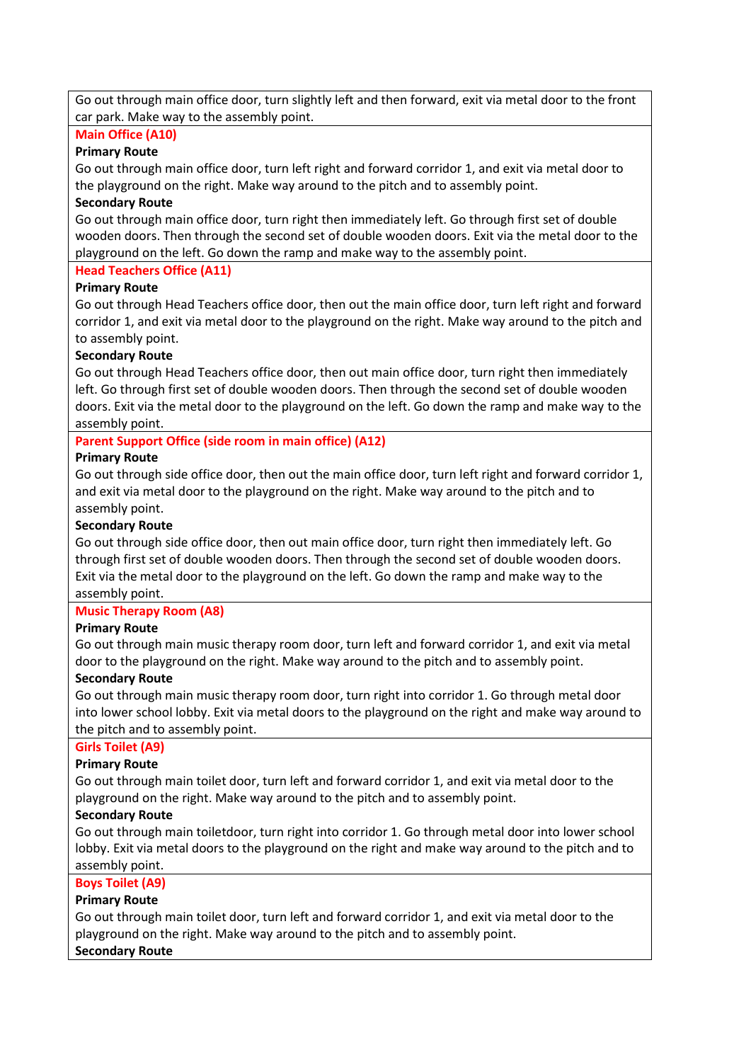Go out through main office door, turn slightly left and then forward, exit via metal door to the front car park. Make way to the assembly point.

### Main Office (A10)

**Primary Route**

Go out through main office door, turn left right and forward corridor 1, and exit via metal door to the playground on the right. Make way around to the pitch and to assembly point.

**Secondary Route**

Go out through main office door, turn right then immediately left. Go through first set of double wooden doors. Then through the second set of double wooden doors. Exit via the metal door to the playground on the left. Go down the ramp and make way to the assembly point.

### Head Teachers Office (A11)

**Primary Route**

Go out through Head Teachers office door, then out the main office door, turn left right and forward corridor 1, and exit via metal door to the playground on the right. Make way around to the pitch and to assembly point.

**Secondary Route**

Go out through Head Teachers office door, then out main office door, turn right then immediately left. Go through first set of double wooden doors. Then through the second set of double wooden doors. Exit via the metal door to the playground on the left. Go down the ramp and make way to the assembly point.

### Parent Support Office (side room in main office) (A12)

**Primary Route**

Go out through side office door, then out the main office door, turn left right and forward corridor 1, and exit via metal door to the playground on the right. Make way around to the pitch and to assembly point.

**Secondary Route**

Go out through side office door, then out main office door, turn right then immediately left. Go through first set of double wooden doors. Then through the second set of double wooden doors. Exit via the metal door to the playground on the left. Go down the ramp and make way to the assembly point.

### Music Therapy Room (A8)

**Primary Route**

Go out through main music therapy room door, turn left and forward corridor 1, and exit via metal door to the playground on the right. Make way around to the pitch and to assembly point.

**Secondary Route**

Go out through main music therapy room door, turn right into corridor 1. Go through metal door into lower school lobby. Exit via metal doors to the playground on the right and make way around to the pitch and to assembly point.

### Girls Toilet (A9)

**Primary Route**

Go out through main toilet door, turn left and forward corridor 1, and exit via metal door to the playground on the right. Make way around to the pitch and to assembly point.

**Secondary Route**

Go out through main toiletdoor, turn right into corridor 1. Go through metal door into lower school lobby. Exit via metal doors to the playground on the right and make way around to the pitch and to assembly point.

### Boys Toilet (A9)

**Primary Route**

Go out through main toilet door, turn left and forward corridor 1, and exit via metal door to the playground on the right. Make way around to the pitch and to assembly point.

**Secondary Route**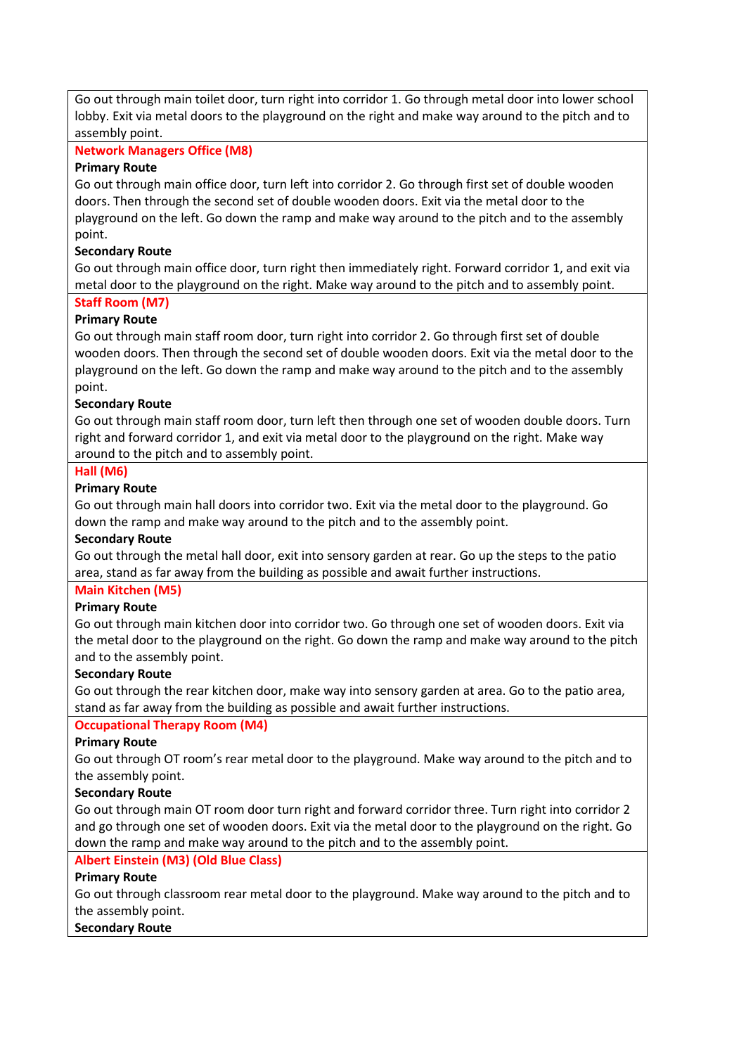Go out through main toilet door, turn right into corridor 1. Go through metal door into lower school lobby. Exit via metal doors to the playground on the right and make way around to the pitch and to assembly point.

### Network Managers Office (M8)

**Primary Route**

Go out through main office door, turn left into corridor 2. Go through first set of double wooden doors. Then through the second set of double wooden doors. Exit via the metal door to the playground on the left. Go down the ramp and make way around to the pitch and to the assembly point.

**Secondary Route**

Go out through main office door, turn right then immediately right. Forward corridor 1, and exit via metal door to the playground on the right. Make way around to the pitch and to assembly point.

### Staff Room (M7)

**Primary Route**

Go out through main staff room door, turn right into corridor 2. Go through first set of double wooden doors. Then through the second set of double wooden doors. Exit via the metal door to the playground on the left. Go down the ramp and make way around to the pitch and to the assembly point.

**Secondary Route**

Go out through main staff room door, turn left then through one set of wooden double doors. Turn right and forward corridor 1, and exit via metal door to the playground on the right. Make way around to the pitch and to assembly point.

### Hall (M6)

**Primary Route**

Go out through main hall doors into corridor two. Exit via the metal door to the playground. Go down the ramp and make way around to the pitch and to the assembly point.

**Secondary Route**

Go out through the metal hall door, exit into sensory garden at rear. Go up the steps to the patio area, stand as far away from the building as possible and await further instructions.

### Main Kitchen (M5)

**Primary Route**

Go out through main kitchen door into corridor two. Go through one set of wooden doors. Exit via the metal door to the playground on the right. Go down the ramp and make way around to the pitch and to the assembly point.

**Secondary Route**

Go out through the rear kitchen door, make way into sensory garden at area. Go to the patio area, stand as far away from the building as possible and await further instructions.

### Occupational Therapy Room (M4)

**Primary Route**

Go out through OT room's rear metal door to the playground. Make way around to the pitch and to the assembly point.

**Secondary Route**

Go out through main OT room door turn right and forward corridor three. Turn right into corridor 2 and go through one set of wooden doors. Exit via the metal door to the playground on the right. Go down the ramp and make way around to the pitch and to the assembly point.

### Albert Einstein (M3) (Old Blue Class)

**Primary Route**

Go out through classroom rear metal door to the playground. Make way around to the pitch and to the assembly point.

**Secondary Route**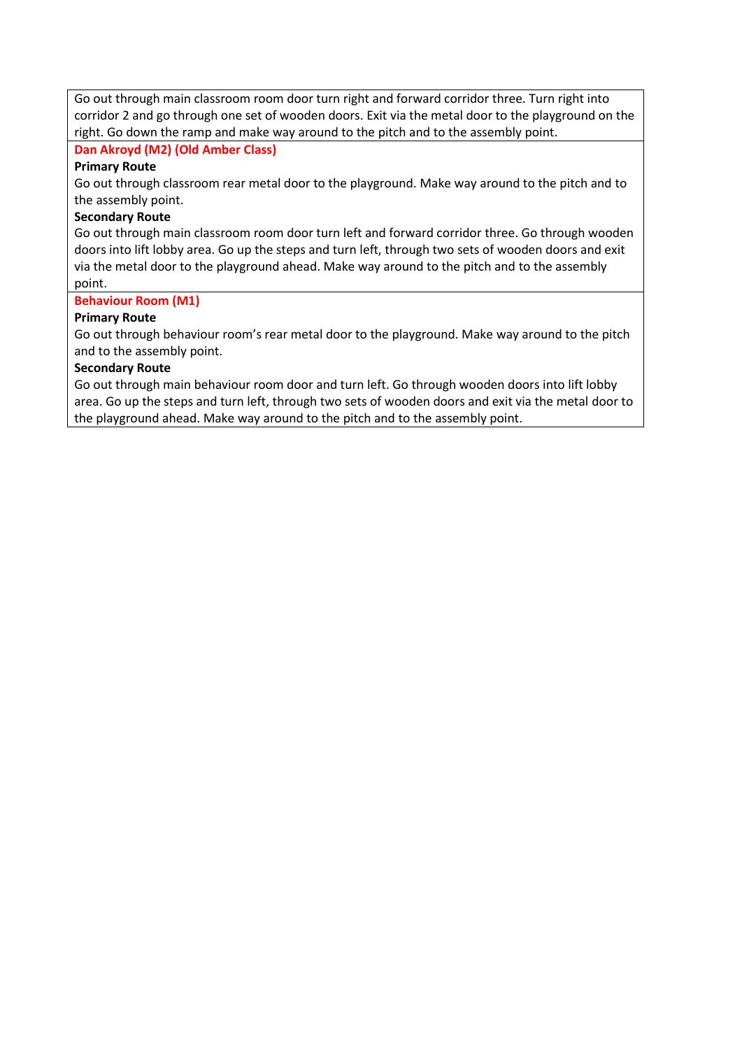Go out through main classroom room door turn right and forward corridor three. Turn right into corridor 2 and go through one set of wooden doors. Exit via the metal door to the playground on the right. Go down the ramp and make way around to the pitch and to the assembly point.

**Dan Akroyd (M2) (Old Amber Class)**

**Primary Route**

Go out through classroom rear metal door to the playground. Make way around to the pitch and to the assembly point.

**Secondary Route**

Go out through main classroom room door turn left and forward corridor three. Go through wooden doors into lift lobby area. Go up the steps and turn left, through two sets of wooden doors and exit via the metal door to the playground ahead. Make way around to the pitch and to the assembly point.

**Behaviour Room (M1)**

**Primary Route**

Go out through behaviour room's rear metal door to the playground. Make way around to the pitch and to the assembly point.

**Secondary Route**

Go out through main behaviour room door and turn left. Go through wooden doors into lift lobby area. Go up the steps and turn left, through two sets of wooden doors and exit via the metal door to the playground ahead. Make way around to the pitch and to the assembly point.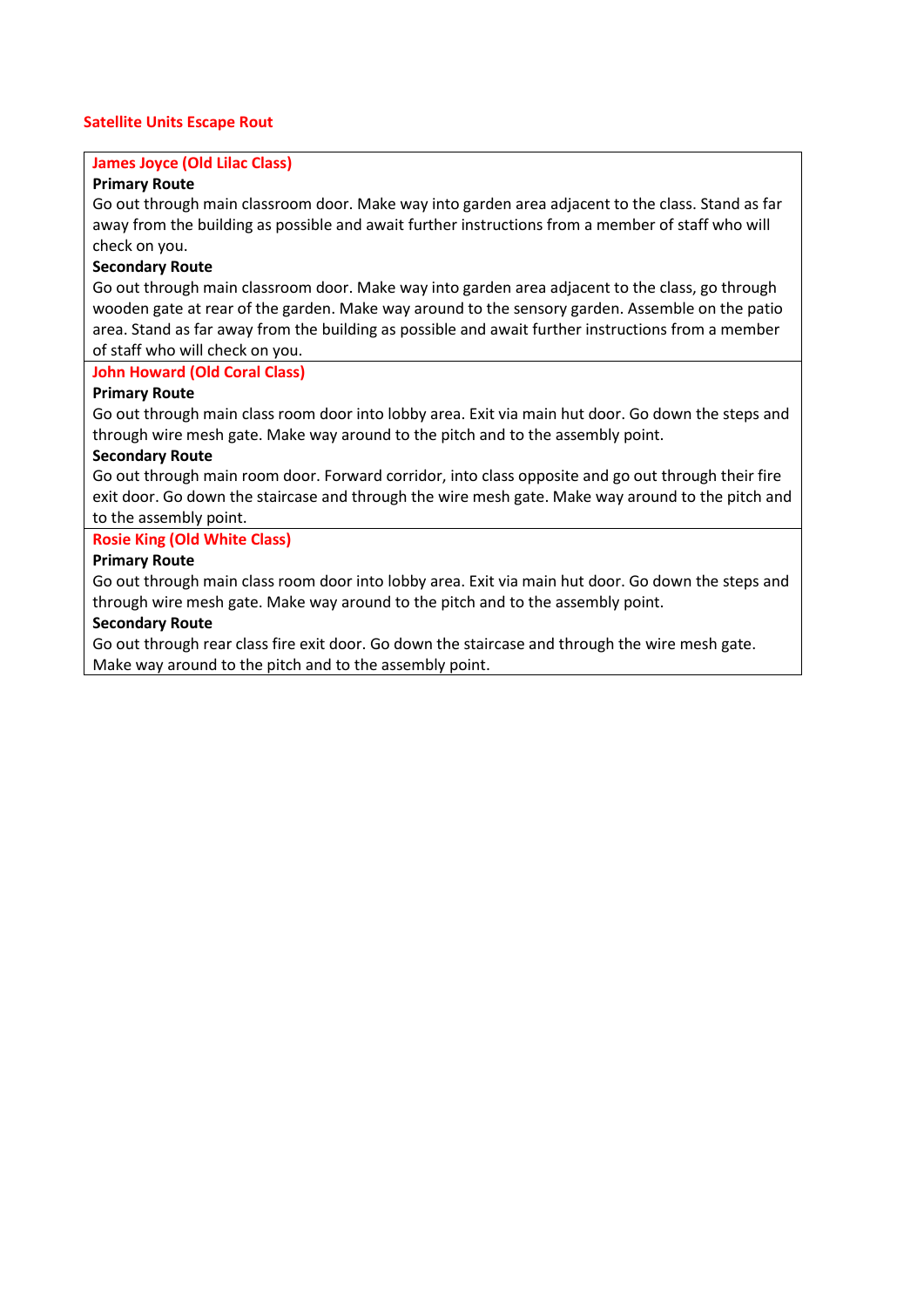## Satellite Units Escape Rout

### James Joyce (Old Lilac Class)

**Primary Route**

Go out through main classroom door. Make way into garden area adjacent to the class. Stand as far away from the building as possible and await further instructions from a member of staff who will check on you.

**Secondary Route**

Go out through main classroom door. Make way into garden area adjacent to the class, go through wooden gate at rear of the garden. Make way around to the sensory garden. Assemble on the patio area. Stand as far away from the building as possible and await further instructions from a member of staff who will check on you.

### John Howard (Old Coral Class)

**Primary Route**

Go out through main class room door into lobby area. Exit via main hut door. Go down the steps and through wire mesh gate. Make way around to the pitch and to the assembly point.

**Secondary Route**

Go out through main room door. Forward corridor, into class opposite and go out through their fire exit door. Go down the staircase and through the wire mesh gate. Make way around to the pitch and to the assembly point.

### Rosie King (Old White Class)

**Primary Route**

Go out through main class room door into lobby area. Exit via main hut door. Go down the steps and through wire mesh gate. Make way around to the pitch and to the assembly point.

**Secondary Route**

Go out through rear class fire exit door. Go down the staircase and through the wire mesh gate. Make way around to the pitch and to the assembly point.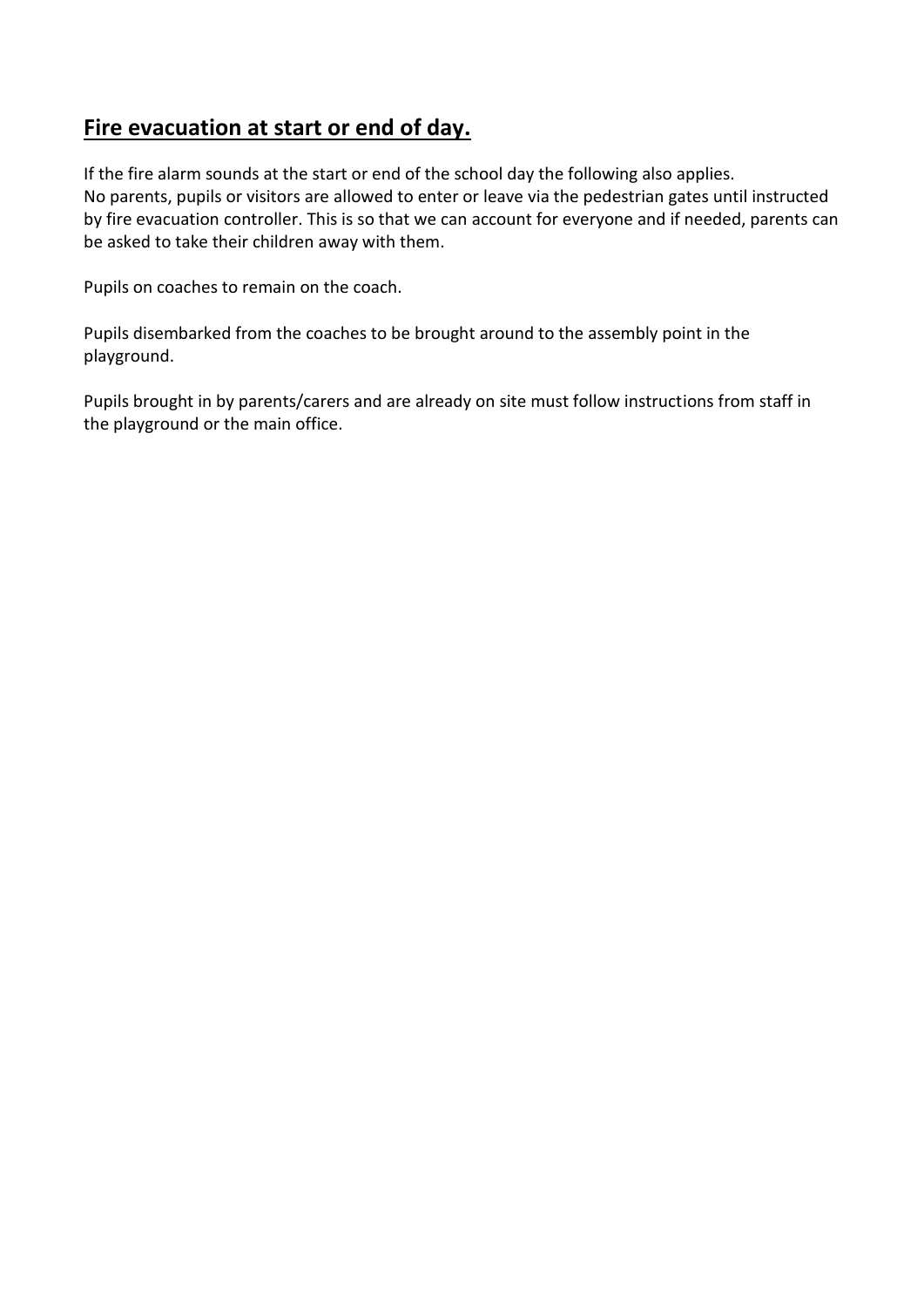## **Fire evacuation at start or end of day.**

If the fire alarm sounds at the start or end of the school day the following also applies.
No parents, pupils or visitors are allowed to enter or leave via the pedestrian gates until instructed by fire evacuation controller. This is so that we can account for everyone and if needed, parents can be asked to take their children away with them.

Pupils on coaches to remain on the coach.

Pupils disembarked from the coaches to be brought around to the assembly point in the playground.

Pupils brought in by parents/carers and are already on site must follow instructions from staff in the playground or the main office.